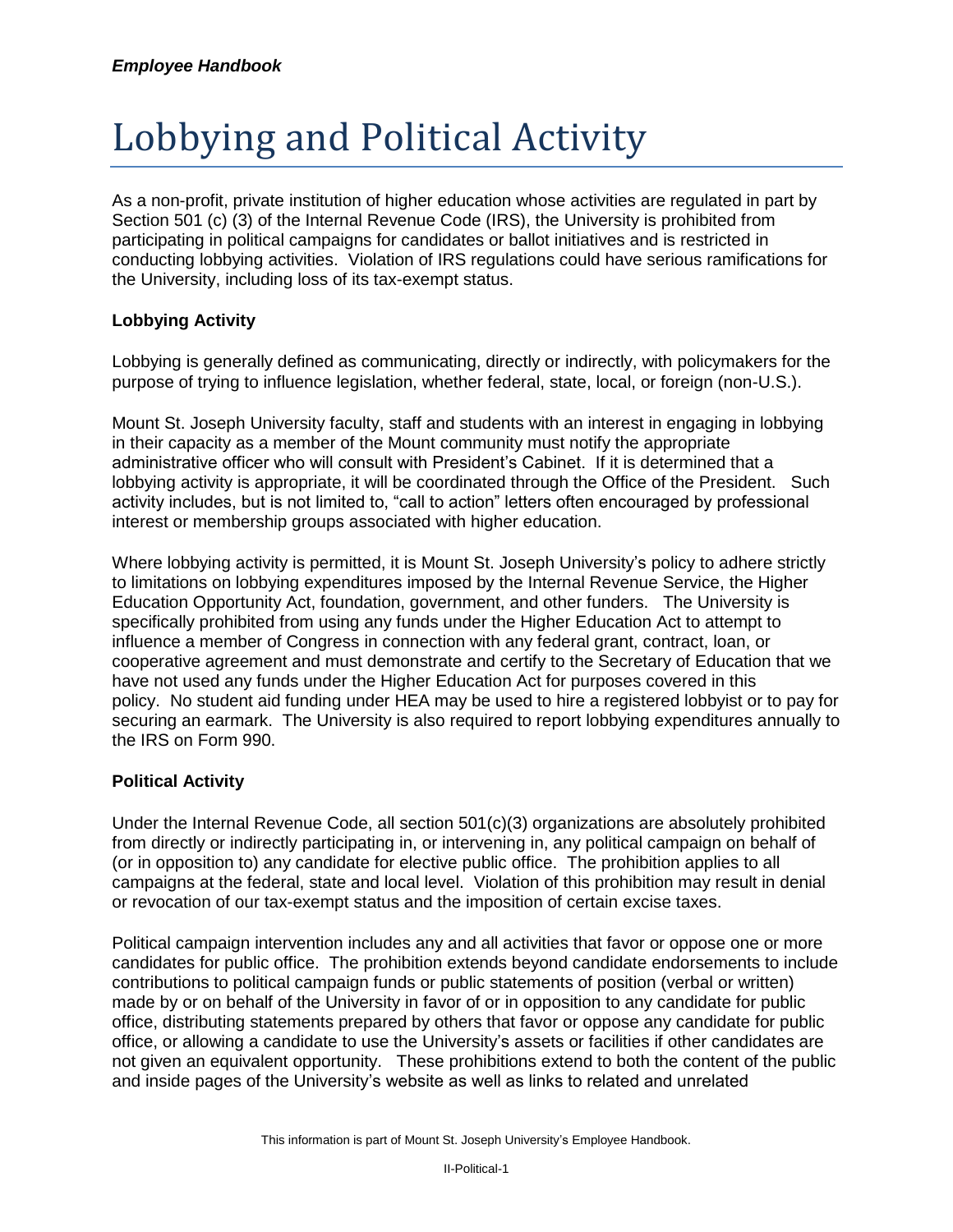# Lobbying and Political Activity

As a non-profit, private institution of higher education whose activities are regulated in part by Section 501 (c) (3) of the Internal Revenue Code (IRS), the University is prohibited from participating in political campaigns for candidates or ballot initiatives and is restricted in conducting lobbying activities. Violation of IRS regulations could have serious ramifications for the University, including loss of its tax-exempt status.

### Lobbying Activity

Lobbying is generally defined as communicating, directly or indirectly, with policymakers for the purpose of trying to influence legislation, whether federal, state, local, or foreign (non-U.S.).

Mount St. Joseph University faculty, staff and students with an interest in engaging in lobbying in their capacity as a member of the Mount community must notify the appropriate administrative officer who will consult with President's Cabinet. If it is determined that a lobbying activity is appropriate, it will be coordinated through the Office of the President. Such activity includes, but is not limited to, "call to action" letters often encouraged by professional interest or membership groups associated with higher education.

Where lobbying activity is permitted, it is Mount St. Joseph University's policy to adhere strictly to limitations on lobbying expenditures imposed by the Internal Revenue Service, the Higher Education Opportunity Act, foundation, government, and other funders. The University is specifically prohibited from using any funds under the Higher Education Act to attempt to influence a member of Congress in connection with any federal grant, contract, loan, or cooperative agreement and must demonstrate and certify to the Secretary of Education that we have not used any funds under the Higher Education Act for purposes covered in this policy. No student aid funding under HEA may be used to hire a registered lobbyist or to pay for securing an earmark. The University is also required to report lobbying expenditures annually to the IRS on Form 990.

### Political Activity

Under the Internal Revenue Code, all section 501(c)(3) organizations are absolutely prohibited from directly or indirectly participating in, or intervening in, any political campaign on behalf of (or in opposition to) any candidate for elective public office. The prohibition applies to all campaigns at the federal, state and local level. Violation of this prohibition may result in denial or revocation of our tax-exempt status and the imposition of certain excise taxes.

Political campaign intervention includes any and all activities that favor or oppose one or more candidates for public office. The prohibition extends beyond candidate endorsements to include contributions to political campaign funds or public statements of position (verbal or written) made by or on behalf of the University in favor of or in opposition to any candidate for public office, distributing statements prepared by others that favor or oppose any candidate for public office, or allowing a candidate to use the University's assets or facilities if other candidates are not given an equivalent opportunity. These prohibitions extend to both the content of the public and inside pages of the University's website as well as links to related and unrelated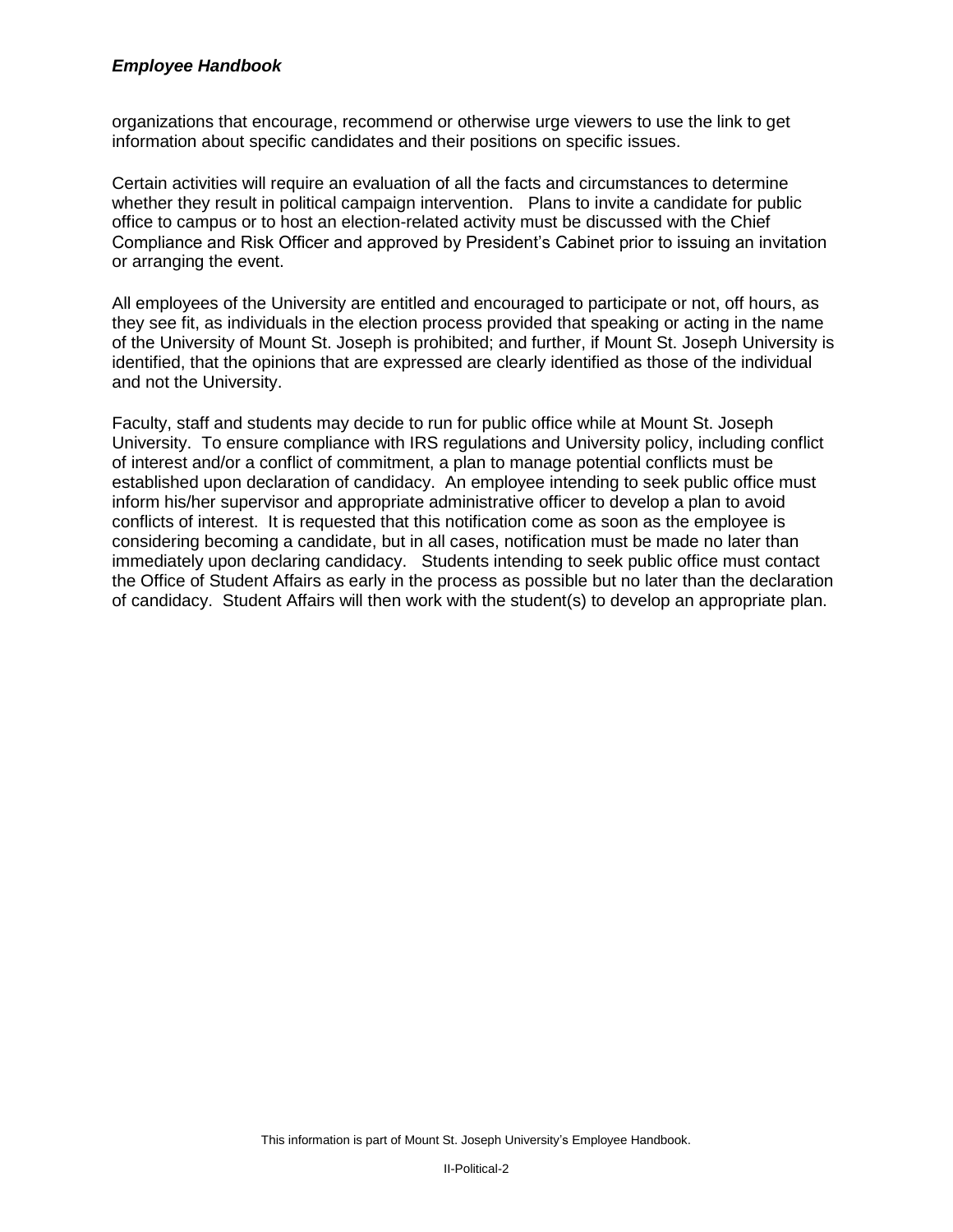organizations that encourage, recommend or otherwise urge viewers to use the link to get information about specific candidates and their positions on specific issues.

Certain activities will require an evaluation of all the facts and circumstances to determine whether they result in political campaign intervention. Plans to invite a candidate for public office to campus or to host an election-related activity must be discussed with the Chief Compliance and Risk Officer and approved by President's Cabinet prior to issuing an invitation or arranging the event.

All employees of the University are entitled and encouraged to participate or not, off hours, as they see fit, as individuals in the election process provided that speaking or acting in the name of the University of Mount St. Joseph is prohibited; and further, if Mount St. Joseph University is identified, that the opinions that are expressed are clearly identified as those of the individual and not the University.

Faculty, staff and students may decide to run for public office while at Mount St. Joseph University. To ensure compliance with IRS regulations and University policy, including conflict of interest and/or a conflict of commitment, a plan to manage potential conflicts must be established upon declaration of candidacy. An employee intending to seek public office must inform his/her supervisor and appropriate administrative officer to develop a plan to avoid conflicts of interest. It is requested that this notification come as soon as the employee is considering becoming a candidate, but in all cases, notification must be made no later than immediately upon declaring candidacy. Students intending to seek public office must contact the Office of Student Affairs as early in the process as possible but no later than the declaration of candidacy. Student Affairs will then work with the student(s) to develop an appropriate plan.